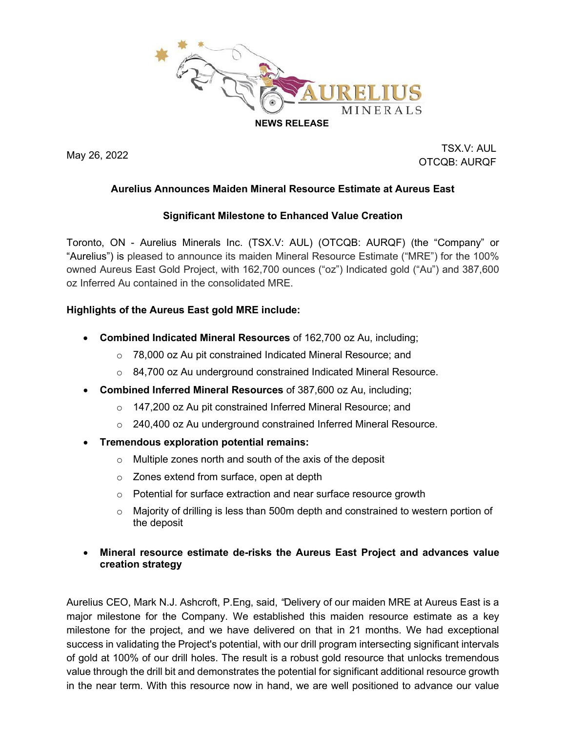**NEWS RELEASE**

May 26, 2022

TSX.V: AUL
OTCQB: AURQF

# Aurelius Announces Maiden Mineral Resource Estimate at Aureus East

## Significant Milestone to Enhanced Value Creation

Toronto, ON - Aurelius Minerals Inc. (TSX.V: AUL) (OTCQB: AURQF) (the "Company" or "Aurelius") is pleased to announce its maiden Mineral Resource Estimate ("MRE") for the 100% owned Aureus East Gold Project, with 162,700 ounces ("oz") Indicated gold ("Au") and 387,600 oz Inferred Au contained in the consolidated MRE.

**Highlights of the Aureus East gold MRE include:**

- **Combined Indicated Mineral Resources** of 162,700 oz Au, including;
  - 78,000 oz Au pit constrained Indicated Mineral Resource; and
  - 84,700 oz Au underground constrained Indicated Mineral Resource.
- **Combined Inferred Mineral Resources** of 387,600 oz Au, including;
  - 147,200 oz Au pit constrained Inferred Mineral Resource; and
  - 240,400 oz Au underground constrained Inferred Mineral Resource.
- **Tremendous exploration potential remains:**
  - Multiple zones north and south of the axis of the deposit
  - Zones extend from surface, open at depth
  - Potential for surface extraction and near surface resource growth
  - Majority of drilling is less than 500m depth and constrained to western portion of the deposit
- **Mineral resource estimate de-risks the Aureus East Project and advances value creation strategy**

Aurelius CEO, Mark N.J. Ashcroft, P.Eng, said, "Delivery of our maiden MRE at Aureus East is a major milestone for the Company. We established this maiden resource estimate as a key milestone for the project, and we have delivered on that in 21 months. We had exceptional success in validating the Project's potential, with our drill program intersecting significant intervals of gold at 100% of our drill holes. The result is a robust gold resource that unlocks tremendous value through the drill bit and demonstrates the potential for significant additional resource growth in the near term. With this resource now in hand, we are well positioned to advance our value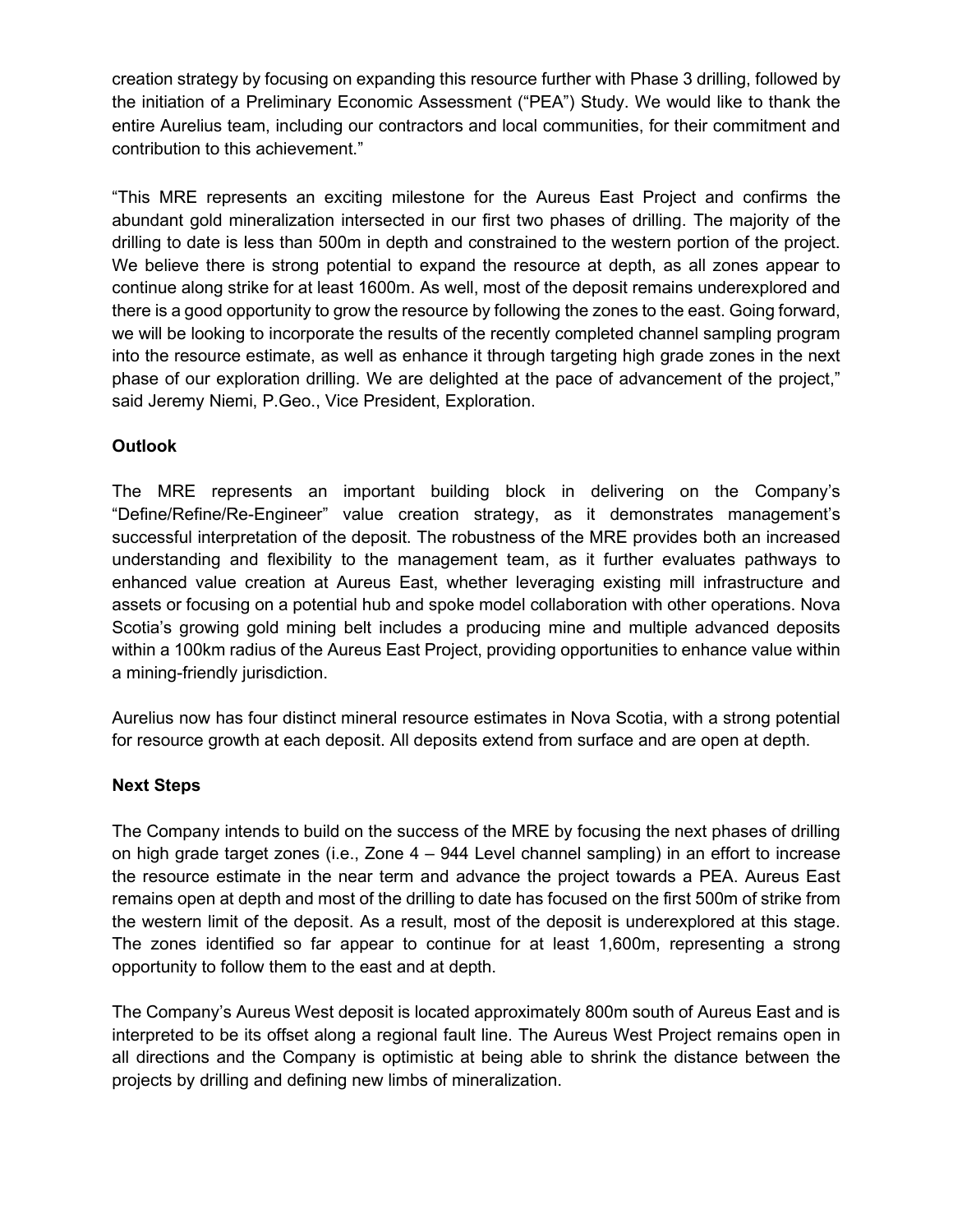creation strategy by focusing on expanding this resource further with Phase 3 drilling, followed by the initiation of a Preliminary Economic Assessment ("PEA") Study. We would like to thank the entire Aurelius team, including our contractors and local communities, for their commitment and contribution to this achievement."

"This MRE represents an exciting milestone for the Aureus East Project and confirms the abundant gold mineralization intersected in our first two phases of drilling. The majority of the drilling to date is less than 500m in depth and constrained to the western portion of the project. We believe there is strong potential to expand the resource at depth, as all zones appear to continue along strike for at least 1600m. As well, most of the deposit remains underexplored and there is a good opportunity to grow the resource by following the zones to the east. Going forward, we will be looking to incorporate the results of the recently completed channel sampling program into the resource estimate, as well as enhance it through targeting high grade zones in the next phase of our exploration drilling. We are delighted at the pace of advancement of the project," said Jeremy Niemi, P.Geo., Vice President, Exploration.

**Outlook**

The MRE represents an important building block in delivering on the Company's "Define/Refine/Re-Engineer" value creation strategy, as it demonstrates management's successful interpretation of the deposit. The robustness of the MRE provides both an increased understanding and flexibility to the management team, as it further evaluates pathways to enhanced value creation at Aureus East, whether leveraging existing mill infrastructure and assets or focusing on a potential hub and spoke model collaboration with other operations. Nova Scotia's growing gold mining belt includes a producing mine and multiple advanced deposits within a 100km radius of the Aureus East Project, providing opportunities to enhance value within a mining-friendly jurisdiction.

Aurelius now has four distinct mineral resource estimates in Nova Scotia, with a strong potential for resource growth at each deposit. All deposits extend from surface and are open at depth.

**Next Steps**

The Company intends to build on the success of the MRE by focusing the next phases of drilling on high grade target zones (i.e., Zone 4 – 944 Level channel sampling) in an effort to increase the resource estimate in the near term and advance the project towards a PEA. Aureus East remains open at depth and most of the drilling to date has focused on the first 500m of strike from the western limit of the deposit. As a result, most of the deposit is underexplored at this stage. The zones identified so far appear to continue for at least 1,600m, representing a strong opportunity to follow them to the east and at depth.

The Company's Aureus West deposit is located approximately 800m south of Aureus East and is interpreted to be its offset along a regional fault line. The Aureus West Project remains open in all directions and the Company is optimistic at being able to shrink the distance between the projects by drilling and defining new limbs of mineralization.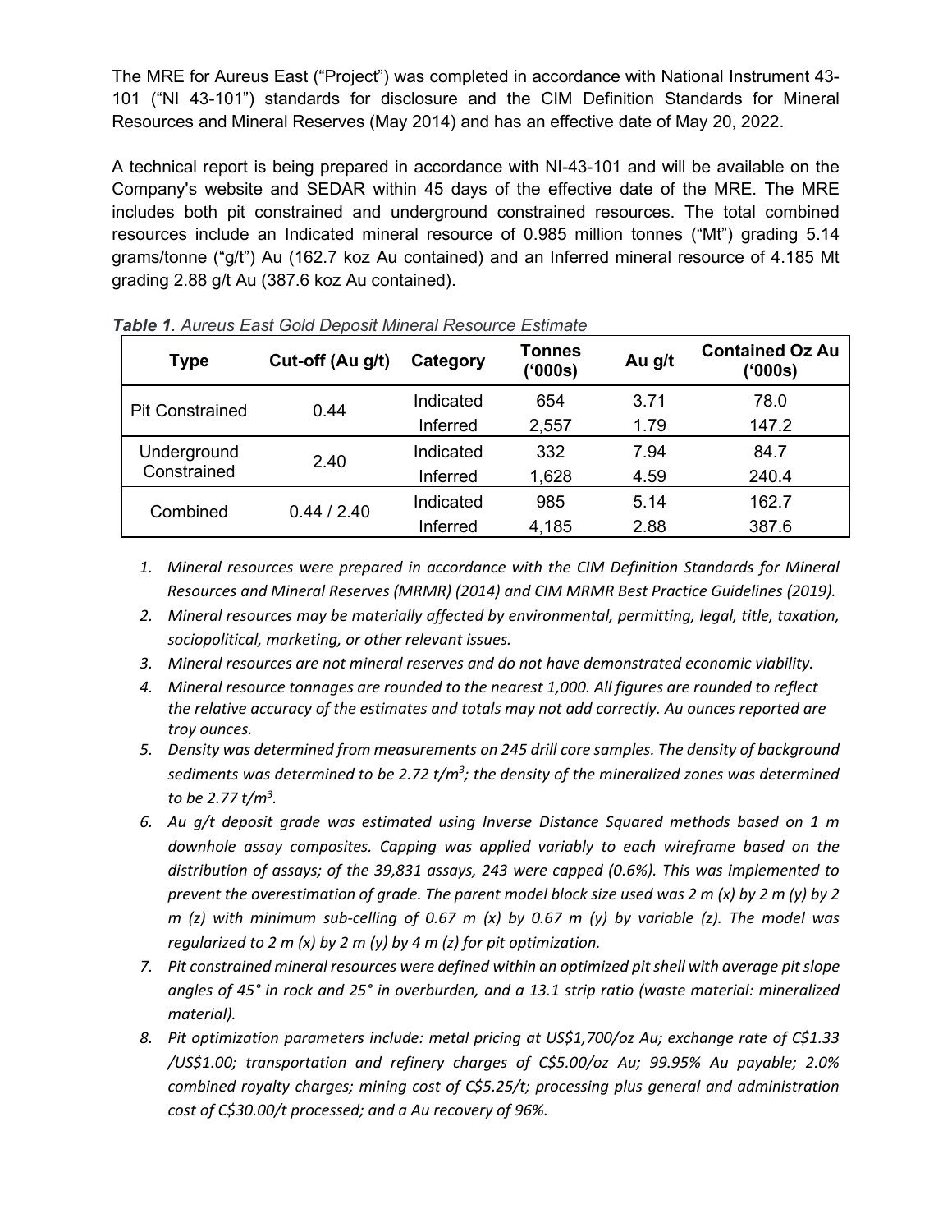The MRE for Aureus East ("Project") was completed in accordance with National Instrument 43-101 ("NI 43-101") standards for disclosure and the CIM Definition Standards for Mineral Resources and Mineral Reserves (May 2014) and has an effective date of May 20, 2022.

A technical report is being prepared in accordance with NI-43-101 and will be available on the Company's website and SEDAR within 45 days of the effective date of the MRE. The MRE includes both pit constrained and underground constrained resources. The total combined resources include an Indicated mineral resource of 0.985 million tonnes ("Mt") grading 5.14 grams/tonne ("g/t") Au (162.7 koz Au contained) and an Inferred mineral resource of 4.185 Mt grading 2.88 g/t Au (387.6 koz Au contained).

***Table 1.*** *Aureus East Gold Deposit Mineral Resource Estimate*

| Type | Cut-off (Au g/t) | Category | Tonnes ('000s) | Au g/t | Contained Oz Au ('000s) |
|---|---|---|---|---|---|
| Pit Constrained | 0.44 | Indicated | 654 | 3.71 | 78.0 |
| | | Inferred | 2,557 | 1.79 | 147.2 |
| Underground Constrained | 2.40 | Indicated | 332 | 7.94 | 84.7 |
| | | Inferred | 1,628 | 4.59 | 240.4 |
| Combined | 0.44 / 2.40 | Indicated | 985 | 5.14 | 162.7 |
| | | Inferred | 4,185 | 2.88 | 387.6 |

1. *Mineral resources were prepared in accordance with the CIM Definition Standards for Mineral Resources and Mineral Reserves (MRMR) (2014) and CIM MRMR Best Practice Guidelines (2019).*
2. *Mineral resources may be materially affected by environmental, permitting, legal, title, taxation, sociopolitical, marketing, or other relevant issues.*
3. *Mineral resources are not mineral reserves and do not have demonstrated economic viability.*
4. *Mineral resource tonnages are rounded to the nearest 1,000. All figures are rounded to reflect the relative accuracy of the estimates and totals may not add correctly. Au ounces reported are troy ounces.*
5. *Density was determined from measurements on 245 drill core samples. The density of background sediments was determined to be 2.72 t/m$^3$; the density of the mineralized zones was determined to be 2.77 t/m$^3$.*
6. *Au g/t deposit grade was estimated using Inverse Distance Squared methods based on 1 m downhole assay composites. Capping was applied variably to each wireframe based on the distribution of assays; of the 39,831 assays, 243 were capped (0.6%). This was implemented to prevent the overestimation of grade. The parent model block size used was 2 m (x) by 2 m (y) by 2 m (z) with minimum sub-celling of 0.67 m (x) by 0.67 m (y) by variable (z). The model was regularized to 2 m (x) by 2 m (y) by 4 m (z) for pit optimization.*
7. *Pit constrained mineral resources were defined within an optimized pit shell with average pit slope angles of 45° in rock and 25° in overburden, and a 13.1 strip ratio (waste material: mineralized material).*
8. *Pit optimization parameters include: metal pricing at US$1,700/oz Au; exchange rate of C$1.33 /US$1.00; transportation and refinery charges of C$5.00/oz Au; 99.95% Au payable; 2.0% combined royalty charges; mining cost of C$5.25/t; processing plus general and administration cost of C$30.00/t processed; and a Au recovery of 96%.*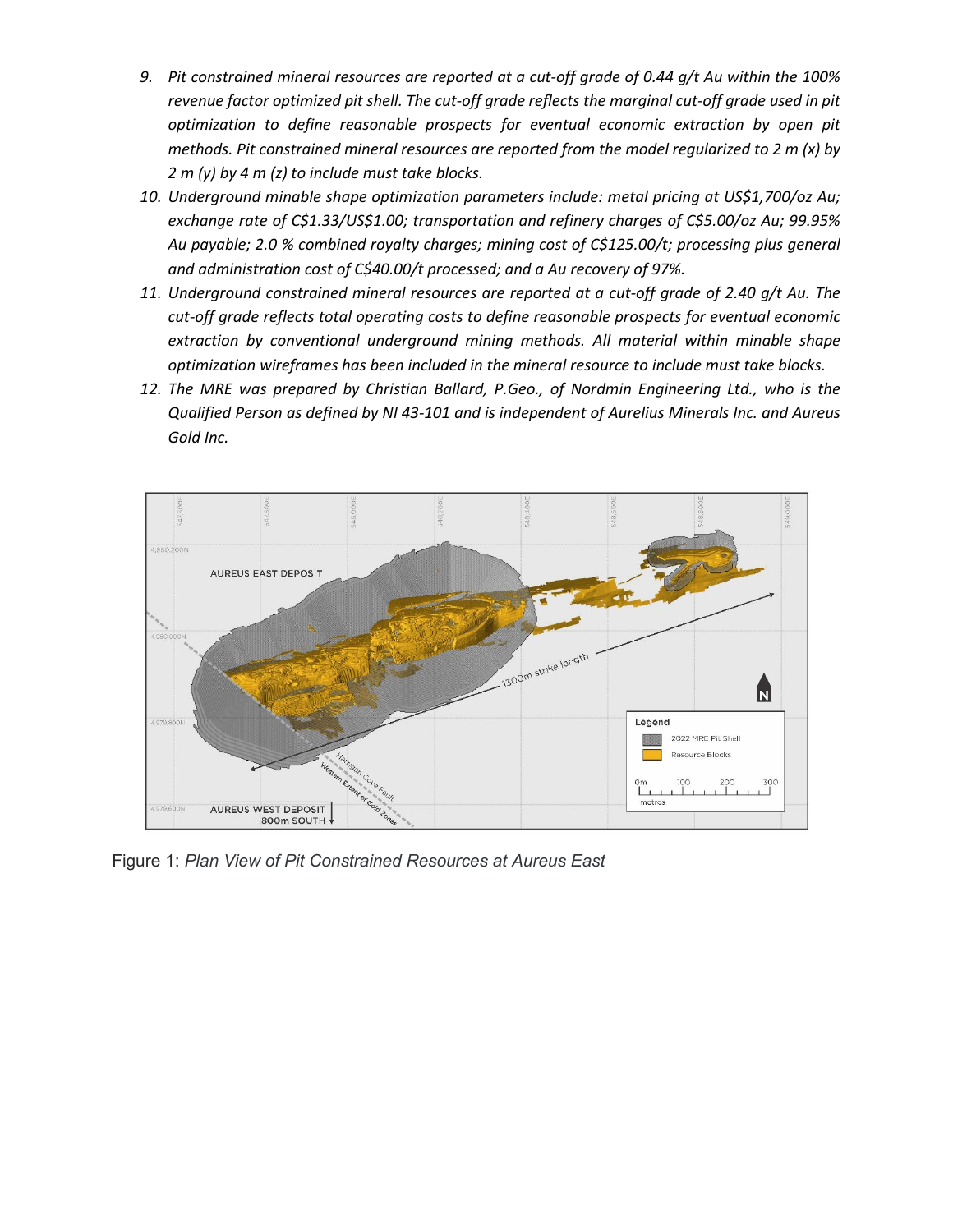9. *Pit constrained mineral resources are reported at a cut-off grade of 0.44 g/t Au within the 100% revenue factor optimized pit shell. The cut-off grade reflects the marginal cut-off grade used in pit optimization to define reasonable prospects for eventual economic extraction by open pit methods. Pit constrained mineral resources are reported from the model regularized to 2 m (x) by 2 m (y) by 4 m (z) to include must take blocks.*
10. *Underground minable shape optimization parameters include: metal pricing at US$1,700/oz Au; exchange rate of C$1.33/US$1.00; transportation and refinery charges of C$5.00/oz Au; 99.95% Au payable; 2.0 % combined royalty charges; mining cost of C$125.00/t; processing plus general and administration cost of C$40.00/t processed; and a Au recovery of 97%.*
11. *Underground constrained mineral resources are reported at a cut-off grade of 2.40 g/t Au. The cut-off grade reflects total operating costs to define reasonable prospects for eventual economic extraction by conventional underground mining methods. All material within minable shape optimization wireframes has been included in the mineral resource to include must take blocks.*
12. *The MRE was prepared by Christian Ballard, P.Geo., of Nordmin Engineering Ltd., who is the Qualified Person as defined by NI 43-101 and is independent of Aurelius Minerals Inc. and Aureus Gold Inc.*

Figure 1: *Plan View of Pit Constrained Resources at Aureus East*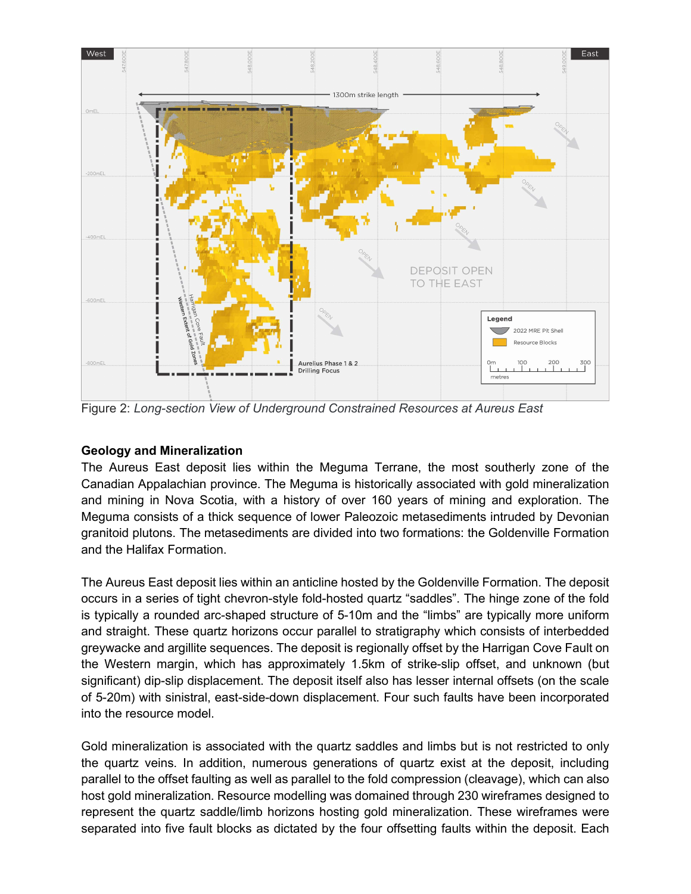Figure 2: *Long-section View of Underground Constrained Resources at Aureus East*

**Geology and Mineralization**

The Aureus East deposit lies within the Meguma Terrane, the most southerly zone of the Canadian Appalachian province. The Meguma is historically associated with gold mineralization and mining in Nova Scotia, with a history of over 160 years of mining and exploration. The Meguma consists of a thick sequence of lower Paleozoic metasediments intruded by Devonian granitoid plutons. The metasediments are divided into two formations: the Goldenville Formation and the Halifax Formation.

The Aureus East deposit lies within an anticline hosted by the Goldenville Formation. The deposit occurs in a series of tight chevron-style fold-hosted quartz "saddles". The hinge zone of the fold is typically a rounded arc-shaped structure of 5-10m and the "limbs" are typically more uniform and straight. These quartz horizons occur parallel to stratigraphy which consists of interbedded greywacke and argillite sequences. The deposit is regionally offset by the Harrigan Cove Fault on the Western margin, which has approximately 1.5km of strike-slip offset, and unknown (but significant) dip-slip displacement. The deposit itself also has lesser internal offsets (on the scale of 5-20m) with sinistral, east-side-down displacement. Four such faults have been incorporated into the resource model.

Gold mineralization is associated with the quartz saddles and limbs but is not restricted to only the quartz veins. In addition, numerous generations of quartz exist at the deposit, including parallel to the offset faulting as well as parallel to the fold compression (cleavage), which can also host gold mineralization. Resource modelling was domained through 230 wireframes designed to represent the quartz saddle/limb horizons hosting gold mineralization. These wireframes were separated into five fault blocks as dictated by the four offsetting faults within the deposit. Each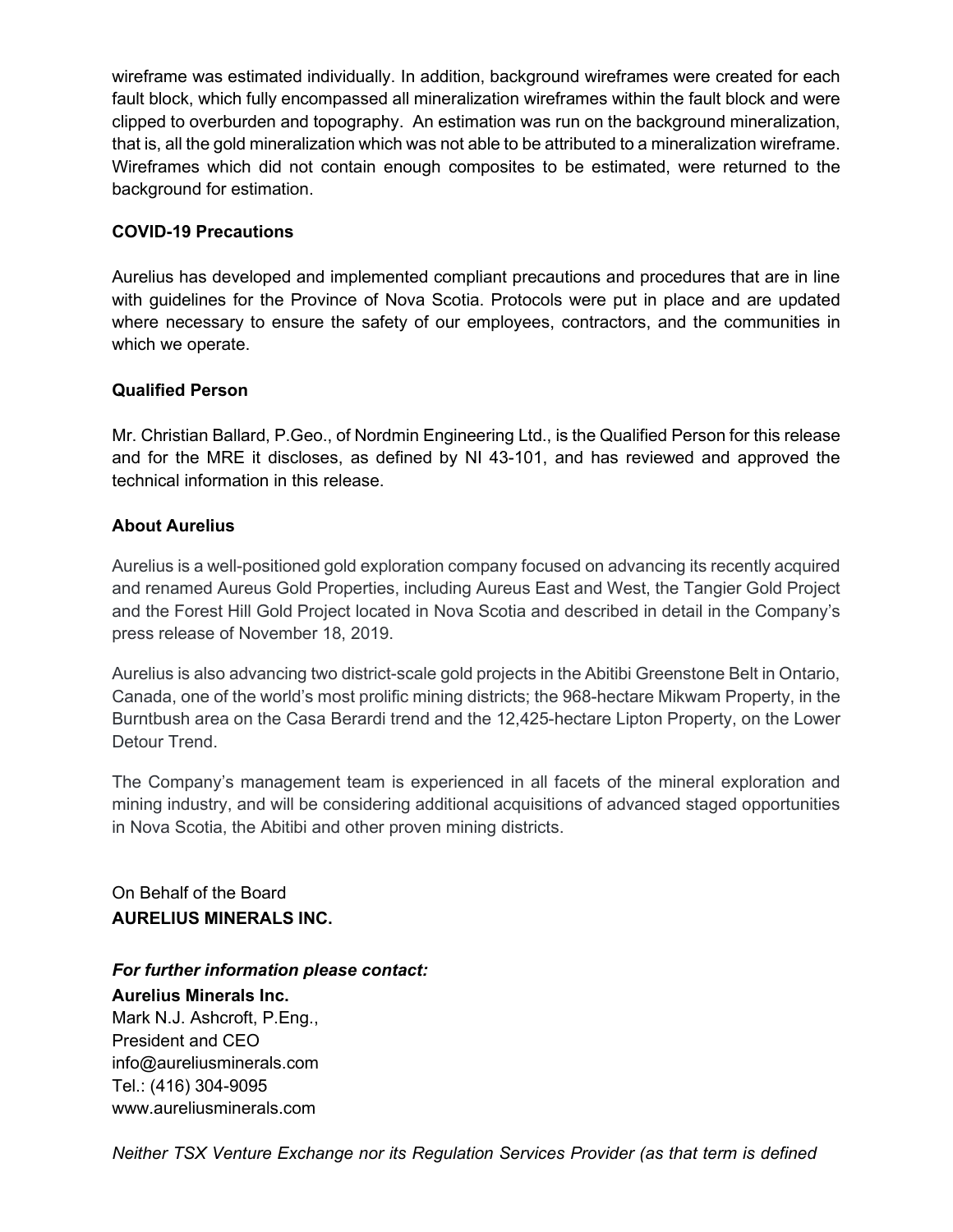wireframe was estimated individually. In addition, background wireframes were created for each fault block, which fully encompassed all mineralization wireframes within the fault block and were clipped to overburden and topography. An estimation was run on the background mineralization, that is, all the gold mineralization which was not able to be attributed to a mineralization wireframe. Wireframes which did not contain enough composites to be estimated, were returned to the background for estimation.

**COVID-19 Precautions**

Aurelius has developed and implemented compliant precautions and procedures that are in line with guidelines for the Province of Nova Scotia. Protocols were put in place and are updated where necessary to ensure the safety of our employees, contractors, and the communities in which we operate.

**Qualified Person**

Mr. Christian Ballard, P.Geo., of Nordmin Engineering Ltd., is the Qualified Person for this release and for the MRE it discloses, as defined by NI 43-101, and has reviewed and approved the technical information in this release.

**About Aurelius**

Aurelius is a well-positioned gold exploration company focused on advancing its recently acquired and renamed Aureus Gold Properties, including Aureus East and West, the Tangier Gold Project and the Forest Hill Gold Project located in Nova Scotia and described in detail in the Company's press release of November 18, 2019.

Aurelius is also advancing two district-scale gold projects in the Abitibi Greenstone Belt in Ontario, Canada, one of the world's most prolific mining districts; the 968-hectare Mikwam Property, in the Burntbush area on the Casa Berardi trend and the 12,425-hectare Lipton Property, on the Lower Detour Trend.

The Company's management team is experienced in all facets of the mineral exploration and mining industry, and will be considering additional acquisitions of advanced staged opportunities in Nova Scotia, the Abitibi and other proven mining districts.

On Behalf of the Board
**AURELIUS MINERALS INC.**

***For further information please contact:***
**Aurelius Minerals Inc.**
Mark N.J. Ashcroft, P.Eng.,
President and CEO
info@aureliusminerals.com
Tel.: (416) 304-9095
www.aureliusminerals.com

*Neither TSX Venture Exchange nor its Regulation Services Provider (as that term is defined*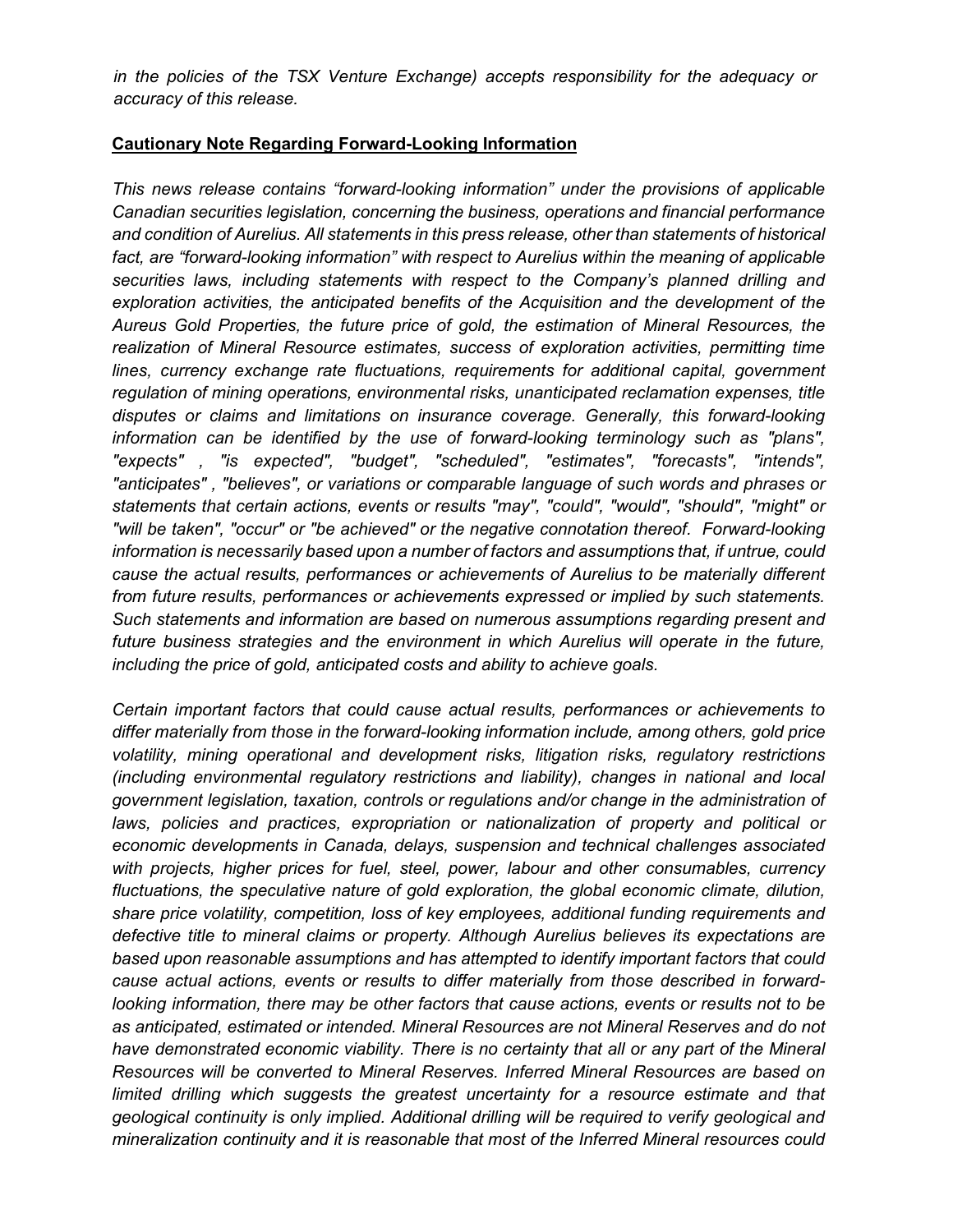*in the policies of the TSX Venture Exchange) accepts responsibility for the adequacy or accuracy of this release.*

**Cautionary Note Regarding Forward-Looking Information**

*This news release contains “forward-looking information” under the provisions of applicable Canadian securities legislation, concerning the business, operations and financial performance and condition of Aurelius. All statements in this press release, other than statements of historical fact, are “forward-looking information” with respect to Aurelius within the meaning of applicable securities laws, including statements with respect to the Company’s planned drilling and exploration activities, the anticipated benefits of the Acquisition and the development of the Aureus Gold Properties, the future price of gold, the estimation of Mineral Resources, the realization of Mineral Resource estimates, success of exploration activities, permitting time lines, currency exchange rate fluctuations, requirements for additional capital, government regulation of mining operations, environmental risks, unanticipated reclamation expenses, title disputes or claims and limitations on insurance coverage. Generally, this forward-looking information can be identified by the use of forward-looking terminology such as "plans", "expects" , "is expected", "budget", "scheduled", "estimates", "forecasts", "intends", "anticipates" , "believes", or variations or comparable language of such words and phrases or statements that certain actions, events or results "may", "could", "would", "should", "might" or "will be taken", "occur" or "be achieved" or the negative connotation thereof. Forward-looking information is necessarily based upon a number of factors and assumptions that, if untrue, could cause the actual results, performances or achievements of Aurelius to be materially different from future results, performances or achievements expressed or implied by such statements. Such statements and information are based on numerous assumptions regarding present and future business strategies and the environment in which Aurelius will operate in the future, including the price of gold, anticipated costs and ability to achieve goals.*

*Certain important factors that could cause actual results, performances or achievements to differ materially from those in the forward-looking information include, among others, gold price volatility, mining operational and development risks, litigation risks, regulatory restrictions (including environmental regulatory restrictions and liability), changes in national and local government legislation, taxation, controls or regulations and/or change in the administration of laws, policies and practices, expropriation or nationalization of property and political or economic developments in Canada, delays, suspension and technical challenges associated with projects, higher prices for fuel, steel, power, labour and other consumables, currency fluctuations, the speculative nature of gold exploration, the global economic climate, dilution, share price volatility, competition, loss of key employees, additional funding requirements and defective title to mineral claims or property. Although Aurelius believes its expectations are based upon reasonable assumptions and has attempted to identify important factors that could cause actual actions, events or results to differ materially from those described in forward-looking information, there may be other factors that cause actions, events or results not to be as anticipated, estimated or intended. Mineral Resources are not Mineral Reserves and do not have demonstrated economic viability. There is no certainty that all or any part of the Mineral Resources will be converted to Mineral Reserves. Inferred Mineral Resources are based on limited drilling which suggests the greatest uncertainty for a resource estimate and that geological continuity is only implied. Additional drilling will be required to verify geological and mineralization continuity and it is reasonable that most of the Inferred Mineral resources could*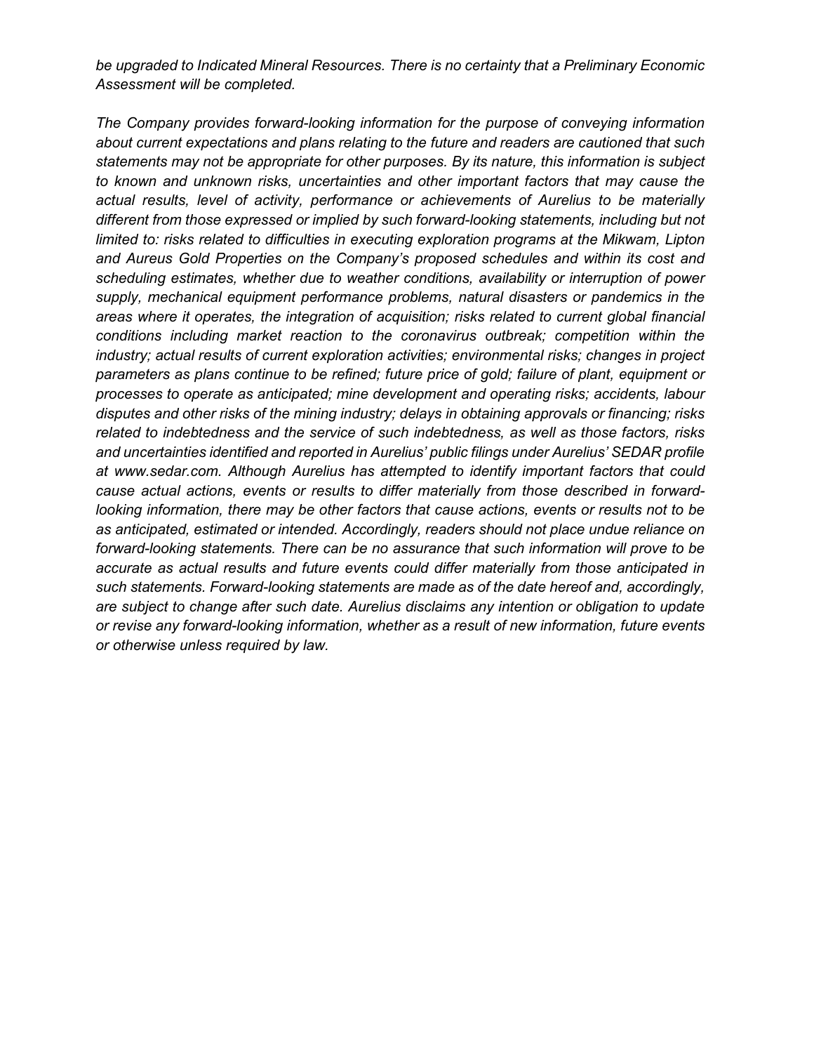*be upgraded to Indicated Mineral Resources. There is no certainty that a Preliminary Economic Assessment will be completed.*

*The Company provides forward-looking information for the purpose of conveying information about current expectations and plans relating to the future and readers are cautioned that such statements may not be appropriate for other purposes. By its nature, this information is subject to known and unknown risks, uncertainties and other important factors that may cause the actual results, level of activity, performance or achievements of Aurelius to be materially different from those expressed or implied by such forward-looking statements, including but not limited to: risks related to difficulties in executing exploration programs at the Mikwam, Lipton and Aureus Gold Properties on the Company's proposed schedules and within its cost and scheduling estimates, whether due to weather conditions, availability or interruption of power supply, mechanical equipment performance problems, natural disasters or pandemics in the areas where it operates, the integration of acquisition; risks related to current global financial conditions including market reaction to the coronavirus outbreak; competition within the industry; actual results of current exploration activities; environmental risks; changes in project parameters as plans continue to be refined; future price of gold; failure of plant, equipment or processes to operate as anticipated; mine development and operating risks; accidents, labour disputes and other risks of the mining industry; delays in obtaining approvals or financing; risks related to indebtedness and the service of such indebtedness, as well as those factors, risks and uncertainties identified and reported in Aurelius' public filings under Aurelius' SEDAR profile at www.sedar.com. Although Aurelius has attempted to identify important factors that could cause actual actions, events or results to differ materially from those described in forward-looking information, there may be other factors that cause actions, events or results not to be as anticipated, estimated or intended. Accordingly, readers should not place undue reliance on forward-looking statements. There can be no assurance that such information will prove to be accurate as actual results and future events could differ materially from those anticipated in such statements. Forward-looking statements are made as of the date hereof and, accordingly, are subject to change after such date. Aurelius disclaims any intention or obligation to update or revise any forward-looking information, whether as a result of new information, future events or otherwise unless required by law.*